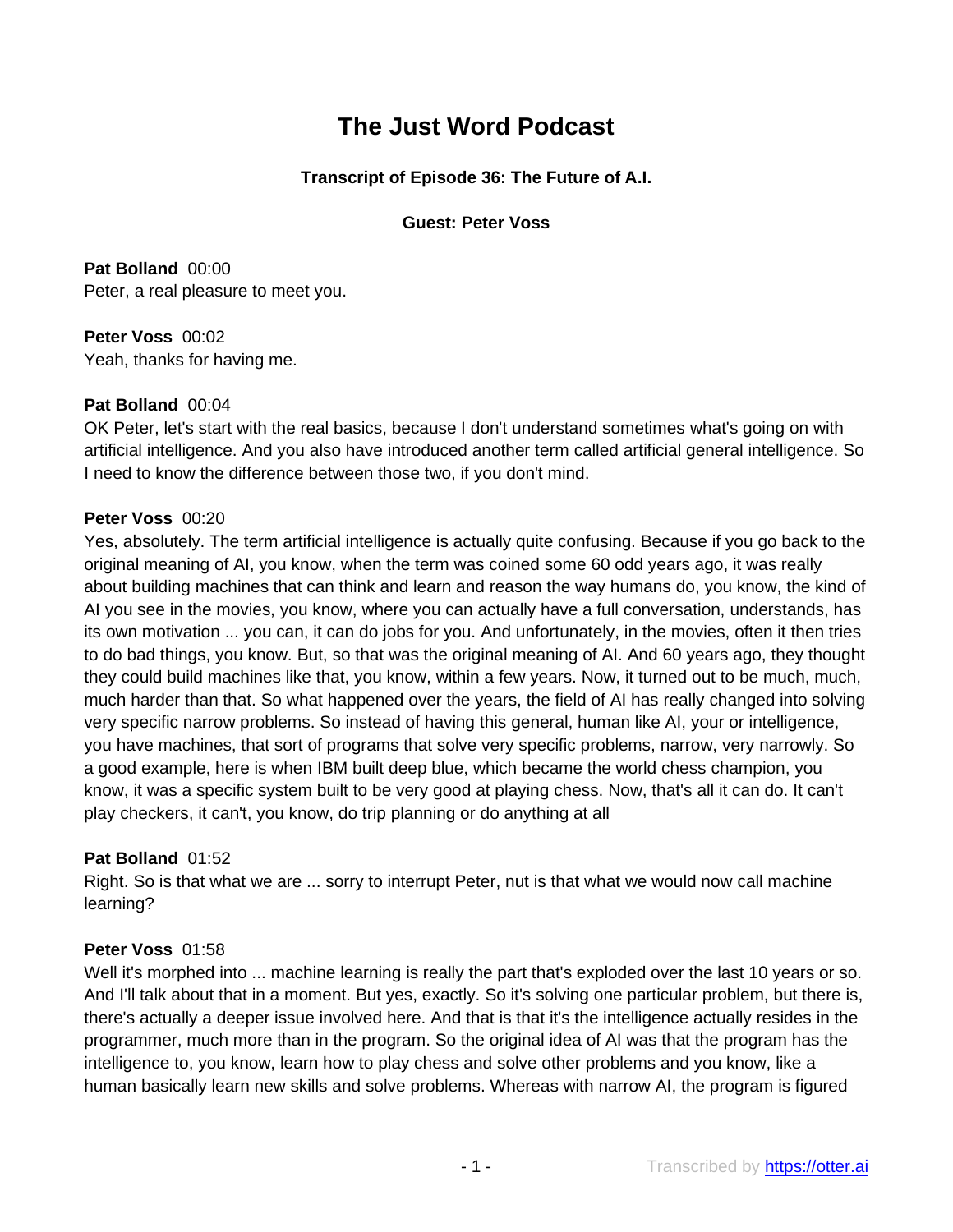# The Just Word Podcast

**Transcript of Episode 36: The Future of A.I.**

**Guest: Peter Voss**

**Pat Bolland** 00:00
Peter, a real pleasure to meet you.

**Peter Voss** 00:02
Yeah, thanks for having me.

**Pat Bolland** 00:04
OK Peter, let's start with the real basics, because I don't understand sometimes what's going on with artificial intelligence. And you also have introduced another term called artificial general intelligence. So I need to know the difference between those two, if you don't mind.

**Peter Voss** 00:20
Yes, absolutely. The term artificial intelligence is actually quite confusing. Because if you go back to the original meaning of AI, you know, when the term was coined some 60 odd years ago, it was really about building machines that can think and learn and reason the way humans do, you know, the kind of AI you see in the movies, you know, where you can actually have a full conversation, understands, has its own motivation ... you can, it can do jobs for you. And unfortunately, in the movies, often it then tries to do bad things, you know. But, so that was the original meaning of AI. And 60 years ago, they thought they could build machines like that, you know, within a few years. Now, it turned out to be much, much, much harder than that. So what happened over the years, the field of AI has really changed into solving very specific narrow problems. So instead of having this general, human like AI, your or intelligence, you have machines, that sort of programs that solve very specific problems, narrow, very narrowly. So a good example, here is when IBM built deep blue, which became the world chess champion, you know, it was a specific system built to be very good at playing chess. Now, that's all it can do. It can't play checkers, it can't, you know, do trip planning or do anything at all

**Pat Bolland** 01:52
Right. So is that what we are ... sorry to interrupt Peter, nut is that what we would now call machine learning?

**Peter Voss** 01:58
Well it's morphed into ... machine learning is really the part that's exploded over the last 10 years or so. And I'll talk about that in a moment. But yes, exactly. So it's solving one particular problem, but there is, there's actually a deeper issue involved here. And that is that it's the intelligence actually resides in the programmer, much more than in the program. So the original idea of AI was that the program has the intelligence to, you know, learn how to play chess and solve other problems and you know, like a human basically learn new skills and solve problems. Whereas with narrow AI, the program is figured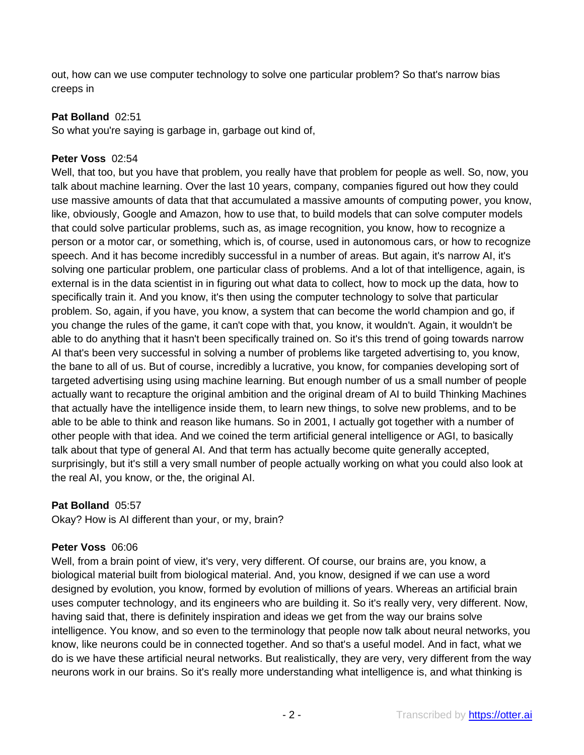out, how can we use computer technology to solve one particular problem? So that's narrow bias creeps in

**Pat Bolland** 02:51
So what you're saying is garbage in, garbage out kind of,

**Peter Voss** 02:54
Well, that too, but you have that problem, you really have that problem for people as well. So, now, you talk about machine learning. Over the last 10 years, company, companies figured out how they could use massive amounts of data that that accumulated a massive amounts of computing power, you know, like, obviously, Google and Amazon, how to use that, to build models that can solve computer models that could solve particular problems, such as, as image recognition, you know, how to recognize a person or a motor car, or something, which is, of course, used in autonomous cars, or how to recognize speech. And it has become incredibly successful in a number of areas. But again, it's narrow AI, it's solving one particular problem, one particular class of problems. And a lot of that intelligence, again, is external is in the data scientist in in figuring out what data to collect, how to mock up the data, how to specifically train it. And you know, it's then using the computer technology to solve that particular problem. So, again, if you have, you know, a system that can become the world champion and go, if you change the rules of the game, it can't cope with that, you know, it wouldn't. Again, it wouldn't be able to do anything that it hasn't been specifically trained on. So it's this trend of going towards narrow AI that's been very successful in solving a number of problems like targeted advertising to, you know, the bane to all of us. But of course, incredibly a lucrative, you know, for companies developing sort of targeted advertising using using machine learning. But enough number of us a small number of people actually want to recapture the original ambition and the original dream of AI to build Thinking Machines that actually have the intelligence inside them, to learn new things, to solve new problems, and to be able to be able to think and reason like humans. So in 2001, I actually got together with a number of other people with that idea. And we coined the term artificial general intelligence or AGI, to basically talk about that type of general AI. And that term has actually become quite generally accepted, surprisingly, but it's still a very small number of people actually working on what you could also look at the real AI, you know, or the, the original AI.

**Pat Bolland** 05:57
Okay? How is AI different than your, or my, brain?

**Peter Voss** 06:06
Well, from a brain point of view, it's very, very different. Of course, our brains are, you know, a biological material built from biological material. And, you know, designed if we can use a word designed by evolution, you know, formed by evolution of millions of years. Whereas an artificial brain uses computer technology, and its engineers who are building it. So it's really very, very different. Now, having said that, there is definitely inspiration and ideas we get from the way our brains solve intelligence. You know, and so even to the terminology that people now talk about neural networks, you know, like neurons could be in connected together. And so that's a useful model. And in fact, what we do is we have these artificial neural networks. But realistically, they are very, very different from the way neurons work in our brains. So it's really more understanding what intelligence is, and what thinking is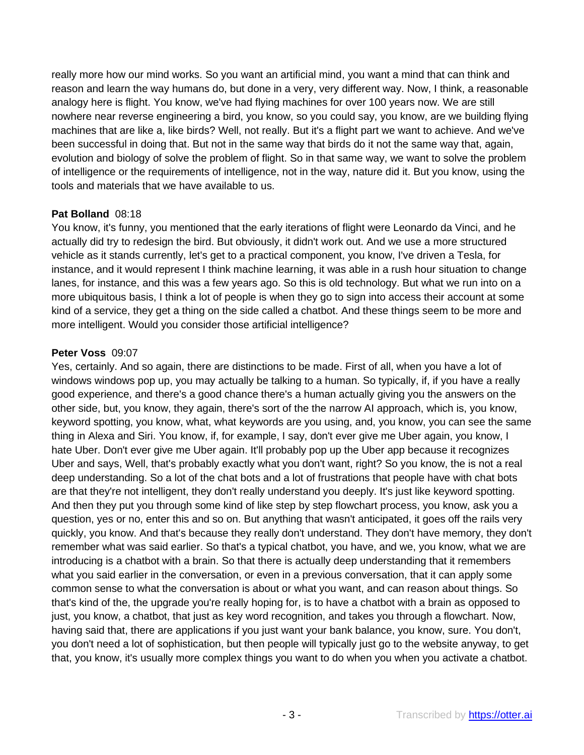really more how our mind works. So you want an artificial mind, you want a mind that can think and reason and learn the way humans do, but done in a very, very different way. Now, I think, a reasonable analogy here is flight. You know, we've had flying machines for over 100 years now. We are still nowhere near reverse engineering a bird, you know, so you could say, you know, are we building flying machines that are like a, like birds? Well, not really. But it's a flight part we want to achieve. And we've been successful in doing that. But not in the same way that birds do it not the same way that, again, evolution and biology of solve the problem of flight. So in that same way, we want to solve the problem of intelligence or the requirements of intelligence, not in the way, nature did it. But you know, using the tools and materials that we have available to us.

**Pat Bolland** 08:18
You know, it's funny, you mentioned that the early iterations of flight were Leonardo da Vinci, and he actually did try to redesign the bird. But obviously, it didn't work out. And we use a more structured vehicle as it stands currently, let's get to a practical component, you know, I've driven a Tesla, for instance, and it would represent I think machine learning, it was able in a rush hour situation to change lanes, for instance, and this was a few years ago. So this is old technology. But what we run into on a more ubiquitous basis, I think a lot of people is when they go to sign into access their account at some kind of a service, they get a thing on the side called a chatbot. And these things seem to be more and more intelligent. Would you consider those artificial intelligence?

**Peter Voss** 09:07
Yes, certainly. And so again, there are distinctions to be made. First of all, when you have a lot of windows windows pop up, you may actually be talking to a human. So typically, if, if you have a really good experience, and there's a good chance there's a human actually giving you the answers on the other side, but, you know, they again, there's sort of the the narrow AI approach, which is, you know, keyword spotting, you know, what, what keywords are you using, and, you know, you can see the same thing in Alexa and Siri. You know, if, for example, I say, don't ever give me Uber again, you know, I hate Uber. Don't ever give me Uber again. It'll probably pop up the Uber app because it recognizes Uber and says, Well, that's probably exactly what you don't want, right? So you know, the is not a real deep understanding. So a lot of the chat bots and a lot of frustrations that people have with chat bots are that they're not intelligent, they don't really understand you deeply. It's just like keyword spotting. And then they put you through some kind of like step by step flowchart process, you know, ask you a question, yes or no, enter this and so on. But anything that wasn't anticipated, it goes off the rails very quickly, you know. And that's because they really don't understand. They don't have memory, they don't remember what was said earlier. So that's a typical chatbot, you have, and we, you know, what we are introducing is a chatbot with a brain. So that there is actually deep understanding that it remembers what you said earlier in the conversation, or even in a previous conversation, that it can apply some common sense to what the conversation is about or what you want, and can reason about things. So that's kind of the, the upgrade you're really hoping for, is to have a chatbot with a brain as opposed to just, you know, a chatbot, that just as key word recognition, and takes you through a flowchart. Now, having said that, there are applications if you just want your bank balance, you know, sure. You don't, you don't need a lot of sophistication, but then people will typically just go to the website anyway, to get that, you know, it's usually more complex things you want to do when you when you activate a chatbot.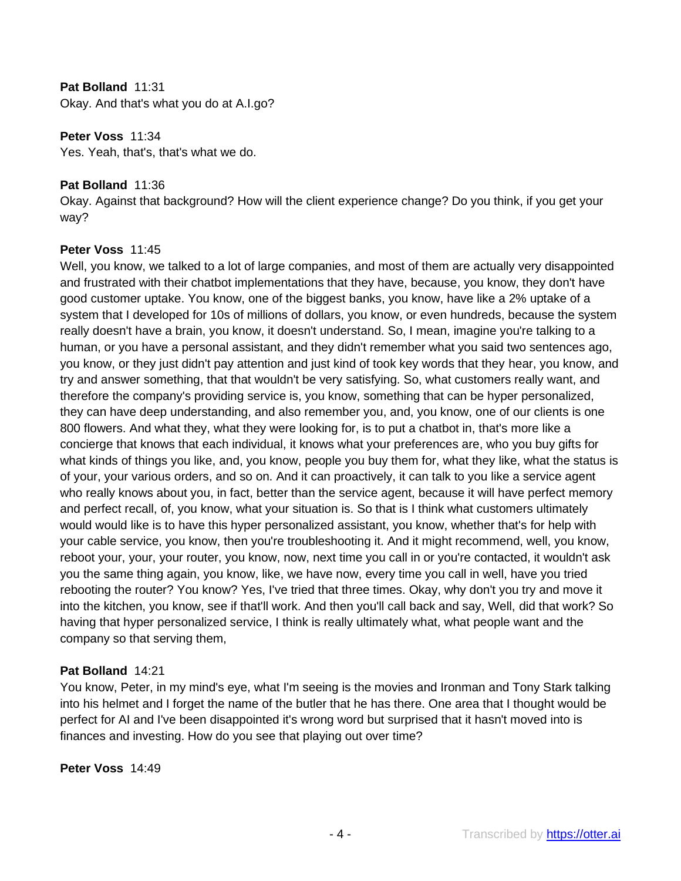**Pat Bolland** 11:31
Okay. And that's what you do at A.I.go?

**Peter Voss** 11:34
Yes. Yeah, that's, that's what we do.

**Pat Bolland** 11:36
Okay. Against that background? How will the client experience change? Do you think, if you get your way?

**Peter Voss** 11:45
Well, you know, we talked to a lot of large companies, and most of them are actually very disappointed and frustrated with their chatbot implementations that they have, because, you know, they don't have good customer uptake. You know, one of the biggest banks, you know, have like a 2% uptake of a system that I developed for 10s of millions of dollars, you know, or even hundreds, because the system really doesn't have a brain, you know, it doesn't understand. So, I mean, imagine you're talking to a human, or you have a personal assistant, and they didn't remember what you said two sentences ago, you know, or they just didn't pay attention and just kind of took key words that they hear, you know, and try and answer something, that that wouldn't be very satisfying. So, what customers really want, and therefore the company's providing service is, you know, something that can be hyper personalized, they can have deep understanding, and also remember you, and, you know, one of our clients is one 800 flowers. And what they, what they were looking for, is to put a chatbot in, that's more like a concierge that knows that each individual, it knows what your preferences are, who you buy gifts for what kinds of things you like, and, you know, people you buy them for, what they like, what the status is of your, your various orders, and so on. And it can proactively, it can talk to you like a service agent who really knows about you, in fact, better than the service agent, because it will have perfect memory and perfect recall, of, you know, what your situation is. So that is I think what customers ultimately would would like is to have this hyper personalized assistant, you know, whether that's for help with your cable service, you know, then you're troubleshooting it. And it might recommend, well, you know, reboot your, your, your router, you know, now, next time you call in or you're contacted, it wouldn't ask you the same thing again, you know, like, we have now, every time you call in well, have you tried rebooting the router? You know? Yes, I've tried that three times. Okay, why don't you try and move it into the kitchen, you know, see if that'll work. And then you'll call back and say, Well, did that work? So having that hyper personalized service, I think is really ultimately what, what people want and the company so that serving them,

**Pat Bolland** 14:21
You know, Peter, in my mind's eye, what I'm seeing is the movies and Ironman and Tony Stark talking into his helmet and I forget the name of the butler that he has there. One area that I thought would be perfect for AI and I've been disappointed it's wrong word but surprised that it hasn't moved into is finances and investing. How do you see that playing out over time?

**Peter Voss** 14:49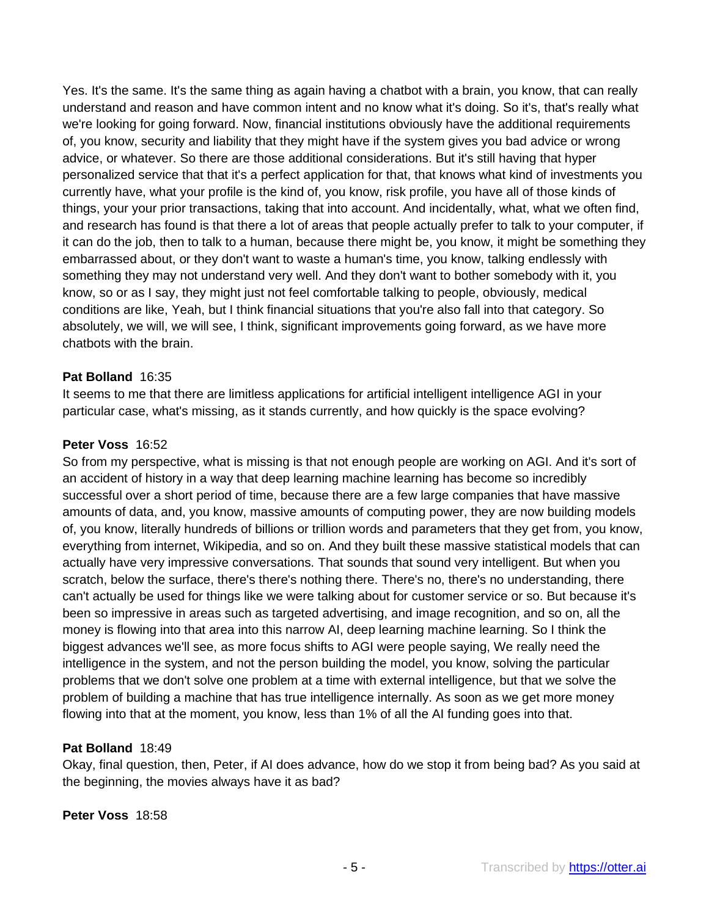Yes. It's the same. It's the same thing as again having a chatbot with a brain, you know, that can really understand and reason and have common intent and no know what it's doing. So it's, that's really what we're looking for going forward. Now, financial institutions obviously have the additional requirements of, you know, security and liability that they might have if the system gives you bad advice or wrong advice, or whatever. So there are those additional considerations. But it's still having that hyper personalized service that that it's a perfect application for that, that knows what kind of investments you currently have, what your profile is the kind of, you know, risk profile, you have all of those kinds of things, your your prior transactions, taking that into account. And incidentally, what, what we often find, and research has found is that there a lot of areas that people actually prefer to talk to your computer, if it can do the job, then to talk to a human, because there might be, you know, it might be something they embarrassed about, or they don't want to waste a human's time, you know, talking endlessly with something they may not understand very well. And they don't want to bother somebody with it, you know, so or as I say, they might just not feel comfortable talking to people, obviously, medical conditions are like, Yeah, but I think financial situations that you're also fall into that category. So absolutely, we will, we will see, I think, significant improvements going forward, as we have more chatbots with the brain.

**Pat Bolland** 16:35
It seems to me that there are limitless applications for artificial intelligent intelligence AGI in your particular case, what's missing, as it stands currently, and how quickly is the space evolving?

**Peter Voss** 16:52
So from my perspective, what is missing is that not enough people are working on AGI. And it's sort of an accident of history in a way that deep learning machine learning has become so incredibly successful over a short period of time, because there are a few large companies that have massive amounts of data, and, you know, massive amounts of computing power, they are now building models of, you know, literally hundreds of billions or trillion words and parameters that they get from, you know, everything from internet, Wikipedia, and so on. And they built these massive statistical models that can actually have very impressive conversations. That sounds that sound very intelligent. But when you scratch, below the surface, there's there's nothing there. There's no, there's no understanding, there can't actually be used for things like we were talking about for customer service or so. But because it's been so impressive in areas such as targeted advertising, and image recognition, and so on, all the money is flowing into that area into this narrow AI, deep learning machine learning. So I think the biggest advances we'll see, as more focus shifts to AGI were people saying, We really need the intelligence in the system, and not the person building the model, you know, solving the particular problems that we don't solve one problem at a time with external intelligence, but that we solve the problem of building a machine that has true intelligence internally. As soon as we get more money flowing into that at the moment, you know, less than 1% of all the AI funding goes into that.

**Pat Bolland** 18:49
Okay, final question, then, Peter, if AI does advance, how do we stop it from being bad? As you said at the beginning, the movies always have it as bad?

**Peter Voss** 18:58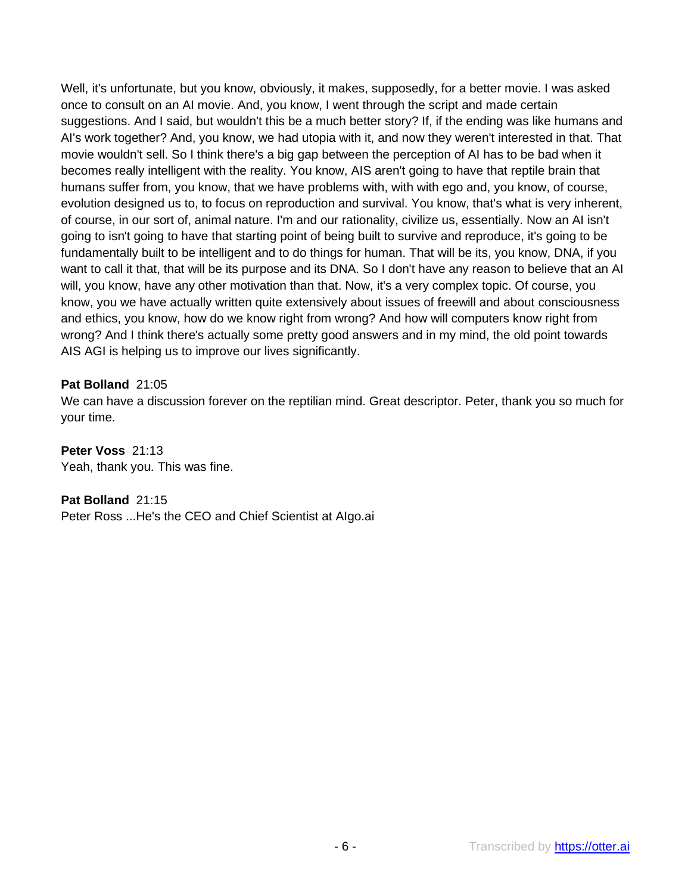Well, it's unfortunate, but you know, obviously, it makes, supposedly, for a better movie. I was asked once to consult on an AI movie. And, you know, I went through the script and made certain suggestions. And I said, but wouldn't this be a much better story? If, if the ending was like humans and AI's work together? And, you know, we had utopia with it, and now they weren't interested in that. That movie wouldn't sell. So I think there's a big gap between the perception of AI has to be bad when it becomes really intelligent with the reality. You know, AIS aren't going to have that reptile brain that humans suffer from, you know, that we have problems with, with with ego and, you know, of course, evolution designed us to, to focus on reproduction and survival. You know, that's what is very inherent, of course, in our sort of, animal nature. I'm and our rationality, civilize us, essentially. Now an AI isn't going to isn't going to have that starting point of being built to survive and reproduce, it's going to be fundamentally built to be intelligent and to do things for human. That will be its, you know, DNA, if you want to call it that, that will be its purpose and its DNA. So I don't have any reason to believe that an AI will, you know, have any other motivation than that. Now, it's a very complex topic. Of course, you know, you we have actually written quite extensively about issues of freewill and about consciousness and ethics, you know, how do we know right from wrong? And how will computers know right from wrong? And I think there's actually some pretty good answers and in my mind, the old point towards AIS AGI is helping us to improve our lives significantly.

**Pat Bolland** 21:05
We can have a discussion forever on the reptilian mind. Great descriptor. Peter, thank you so much for your time.

**Peter Voss** 21:13
Yeah, thank you. This was fine.

**Pat Bolland** 21:15
Peter Ross ...He's the CEO and Chief Scientist at Algo.ai